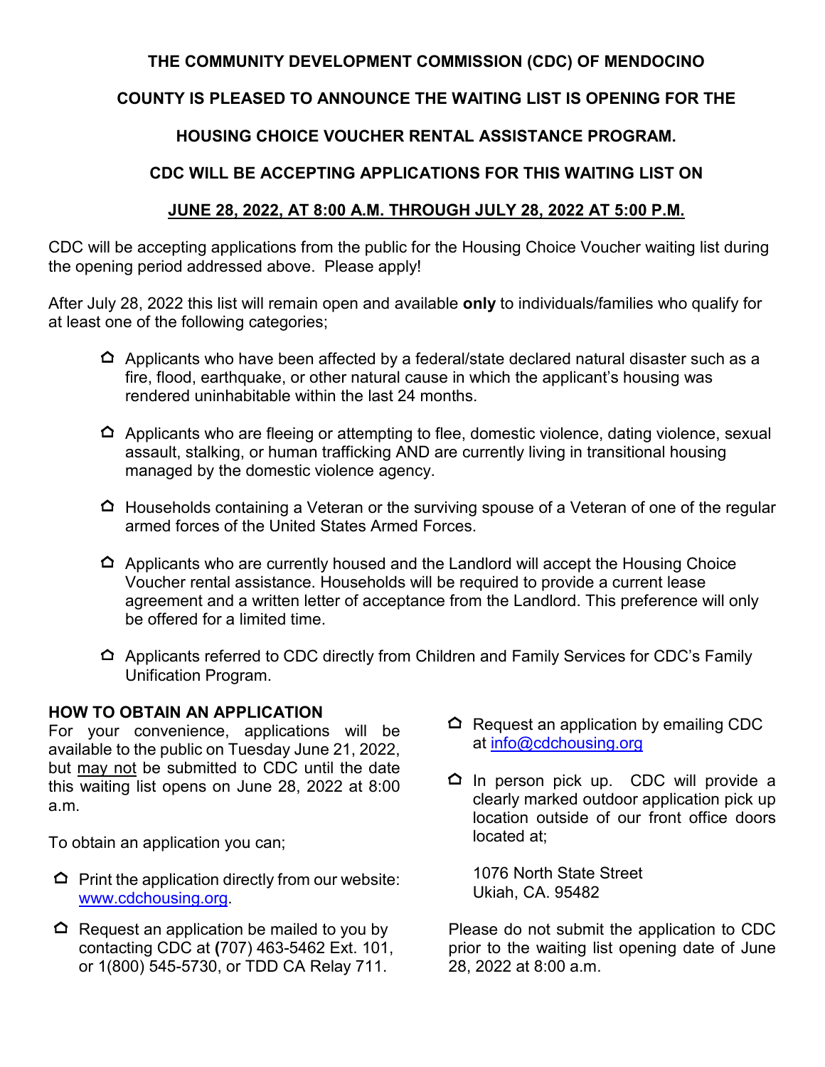**THE COMMUNITY DEVELOPMENT COMMISSION (CDC) OF MENDOCINO COUNTY IS PLEASED TO ANNOUNCE THE WAITING LIST IS OPENING FOR THE HOUSING CHOICE VOUCHER RENTAL ASSISTANCE PROGRAM.**

**CDC WILL BE ACCEPTING APPLICATIONS FOR THIS WAITING LIST ON**

**<u>JUNE 28, 2022, AT 8:00 A.M. THROUGH JULY 28, 2022 AT 5:00 P.M.</u>**

CDC will be accepting applications from the public for the Housing Choice Voucher waiting list during the opening period addressed above. Please apply!

After July 28, 2022 this list will remain open and available **only** to individuals/families who qualify for at least one of the following categories;

- Applicants who have been affected by a federal/state declared natural disaster such as a fire, flood, earthquake, or other natural cause in which the applicant's housing was rendered uninhabitable within the last 24 months.
- Applicants who are fleeing or attempting to flee, domestic violence, dating violence, sexual assault, stalking, or human trafficking AND are currently living in transitional housing managed by the domestic violence agency.
- Households containing a Veteran or the surviving spouse of a Veteran of one of the regular armed forces of the United States Armed Forces.
- Applicants who are currently housed and the Landlord will accept the Housing Choice Voucher rental assistance. Households will be required to provide a current lease agreement and a written letter of acceptance from the Landlord. This preference will only be offered for a limited time.
- Applicants referred to CDC directly from Children and Family Services for CDC's Family Unification Program.

**HOW TO OBTAIN AN APPLICATION**

For your convenience, applications will be available to the public on Tuesday June 21, 2022, but <u>may not</u> be submitted to CDC until the date this waiting list opens on June 28, 2022 at 8:00 a.m.

To obtain an application you can;

- Print the application directly from our website: www.cdchousing.org.
- Request an application be mailed to you by contacting CDC at (707) 463-5462 Ext. 101, or 1(800) 545-5730, or TDD CA Relay 711.
- Request an application by emailing CDC at info@cdchousing.org
- In person pick up. CDC will provide a clearly marked outdoor application pick up location outside of our front office doors located at;

  1076 North State Street
  Ukiah, CA. 95482

Please do not submit the application to CDC prior to the waiting list opening date of June 28, 2022 at 8:00 a.m.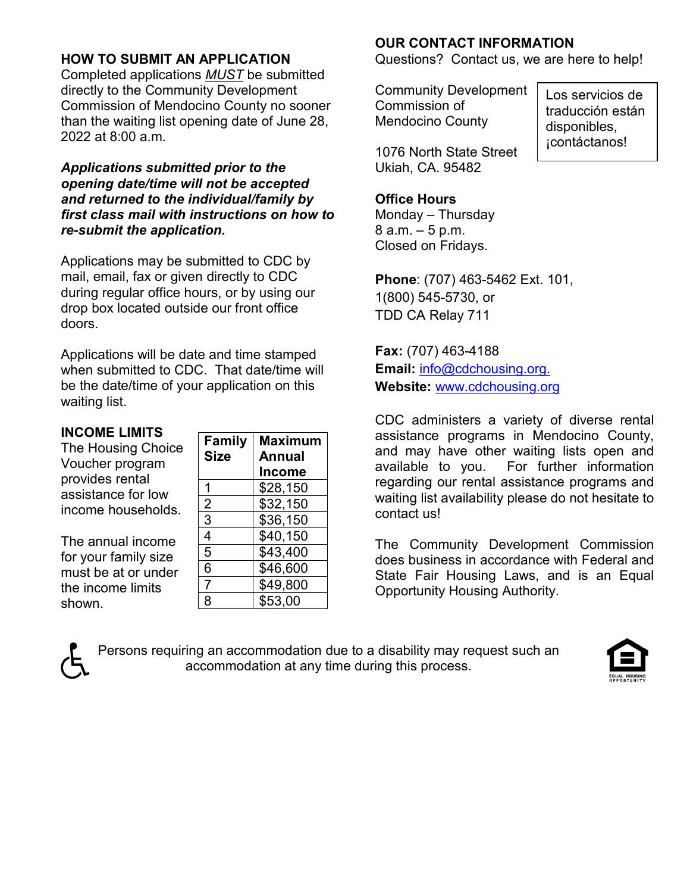## HOW TO SUBMIT AN APPLICATION

Completed applications *MUST* be submitted directly to the Community Development Commission of Mendocino County no sooner than the waiting list opening date of June 28, 2022 at 8:00 a.m.

***Applications submitted prior to the opening date/time will not be accepted and returned to the individual/family by first class mail with instructions on how to re-submit the application.***

Applications may be submitted to CDC by mail, email, fax or given directly to CDC during regular office hours, or by using our drop box located outside our front office doors.

Applications will be date and time stamped when submitted to CDC. That date/time will be the date/time of your application on this waiting list.

## INCOME LIMITS

The Housing Choice Voucher program provides rental assistance for low income households.

The annual income for your family size must be at or under the income limits shown.

| Family Size | Maximum Annual Income |
|---|---|
| 1 | $28,150 |
| 2 | $32,150 |
| 3 | $36,150 |
| 4 | $40,150 |
| 5 | $43,400 |
| 6 | $46,600 |
| 7 | $49,800 |
| 8 | $53,00 |

## OUR CONTACT INFORMATION

Questions? Contact us, we are here to help!

Community Development Commission of Mendocino County

1076 North State Street
Ukiah, CA. 95482

Los servicios de traducción están disponibles, ¡contáctanos!

**Office Hours**
Monday – Thursday
8 a.m. – 5 p.m.
Closed on Fridays.

**Phone**: (707) 463-5462 Ext. 101,
1(800) 545-5730, or
TDD CA Relay 711

**Fax:** (707) 463-4188
**Email:** info@cdchousing.org.
**Website:** www.cdchousing.org

CDC administers a variety of diverse rental assistance programs in Mendocino County, and may have other waiting lists open and available to you. For further information regarding our rental assistance programs and waiting list availability please do not hesitate to contact us!

The Community Development Commission does business in accordance with Federal and State Fair Housing Laws, and is an Equal Opportunity Housing Authority.

Persons requiring an accommodation due to a disability may request such an accommodation at any time during this process.

EQUAL HOUSING OPPORTUNITY